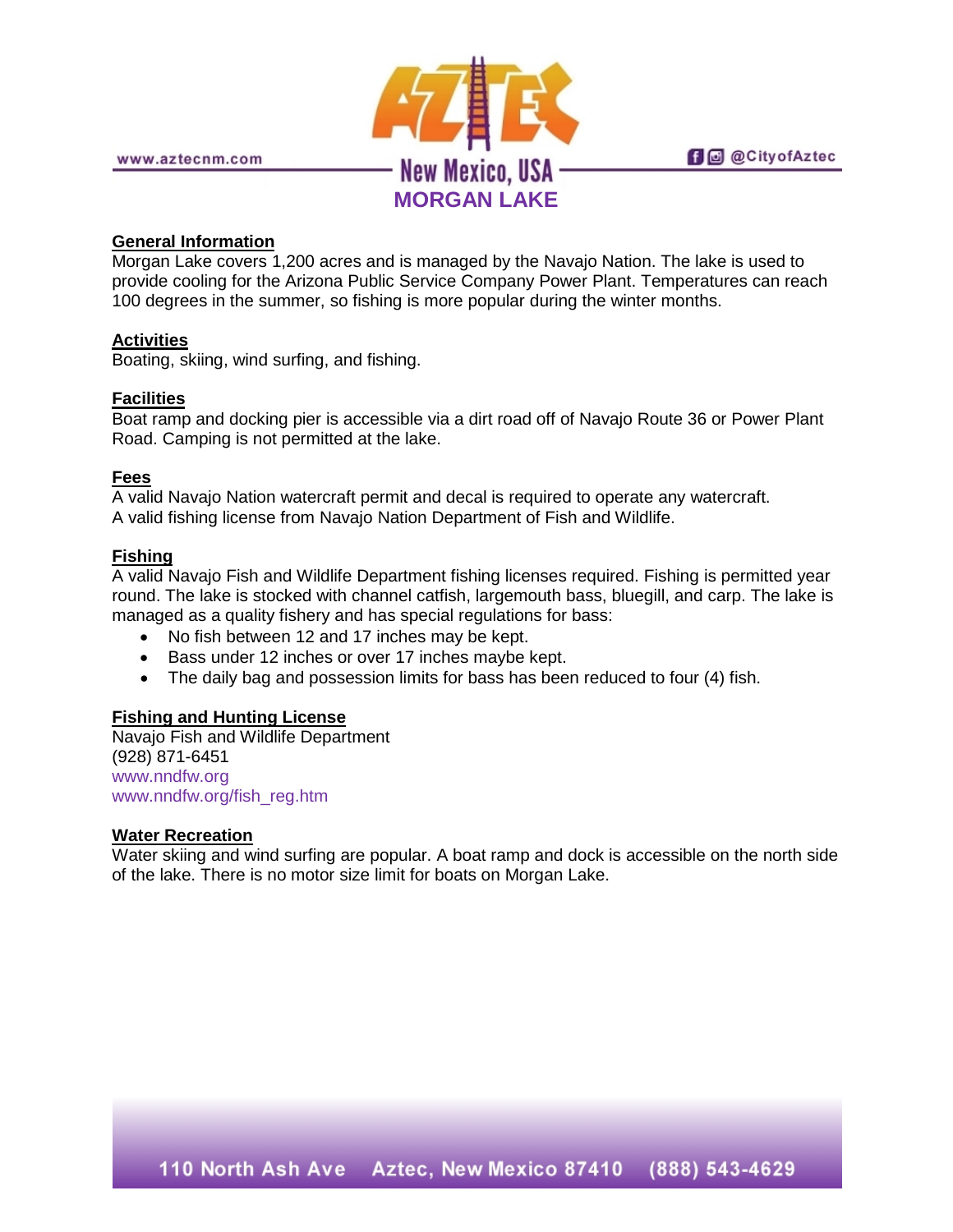# MORGAN LAKE

## General Information

Morgan Lake covers 1,200 acres and is managed by the Navajo Nation. The lake is used to provide cooling for the Arizona Public Service Company Power Plant. Temperatures can reach 100 degrees in the summer, so fishing is more popular during the winter months.

## Activities

Boating, skiing, wind surfing, and fishing.

## Facilities

Boat ramp and docking pier is accessible via a dirt road off of Navajo Route 36 or Power Plant Road. Camping is not permitted at the lake.

## Fees

A valid Navajo Nation watercraft permit and decal is required to operate any watercraft.
A valid fishing license from Navajo Nation Department of Fish and Wildlife.

## Fishing

A valid Navajo Fish and Wildlife Department fishing licenses required. Fishing is permitted year round. The lake is stocked with channel catfish, largemouth bass, bluegill, and carp. The lake is managed as a quality fishery and has special regulations for bass:

- No fish between 12 and 17 inches may be kept.
- Bass under 12 inches or over 17 inches maybe kept.
- The daily bag and possession limits for bass has been reduced to four (4) fish.

## Fishing and Hunting License

Navajo Fish and Wildlife Department
(928) 871-6451
www.nndfw.org
www.nndfw.org/fish_reg.htm

## Water Recreation

Water skiing and wind surfing are popular. A boat ramp and dock is accessible on the north side of the lake. There is no motor size limit for boats on Morgan Lake.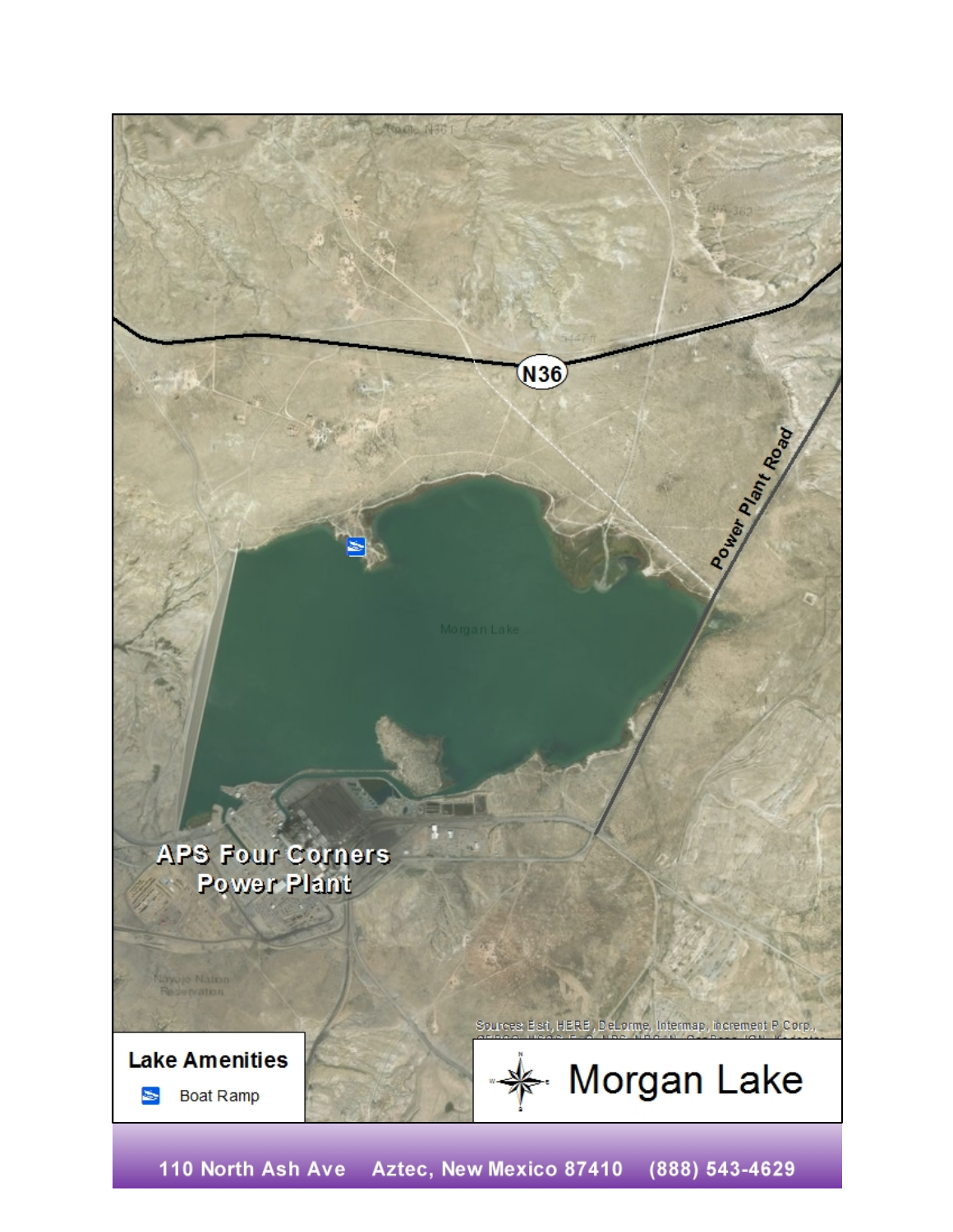N36

Power Plant Road

Morgan Lake

APS Four Corners Power Plant

Navajo Nation Reservation

Sources: Esri, HERE, DeLorme, Intermap, increment P Corp.,

**Lake Amenities**

Boat Ramp

# Morgan Lake

110 North Ash Ave Aztec, New Mexico 87410 (888) 543-4629